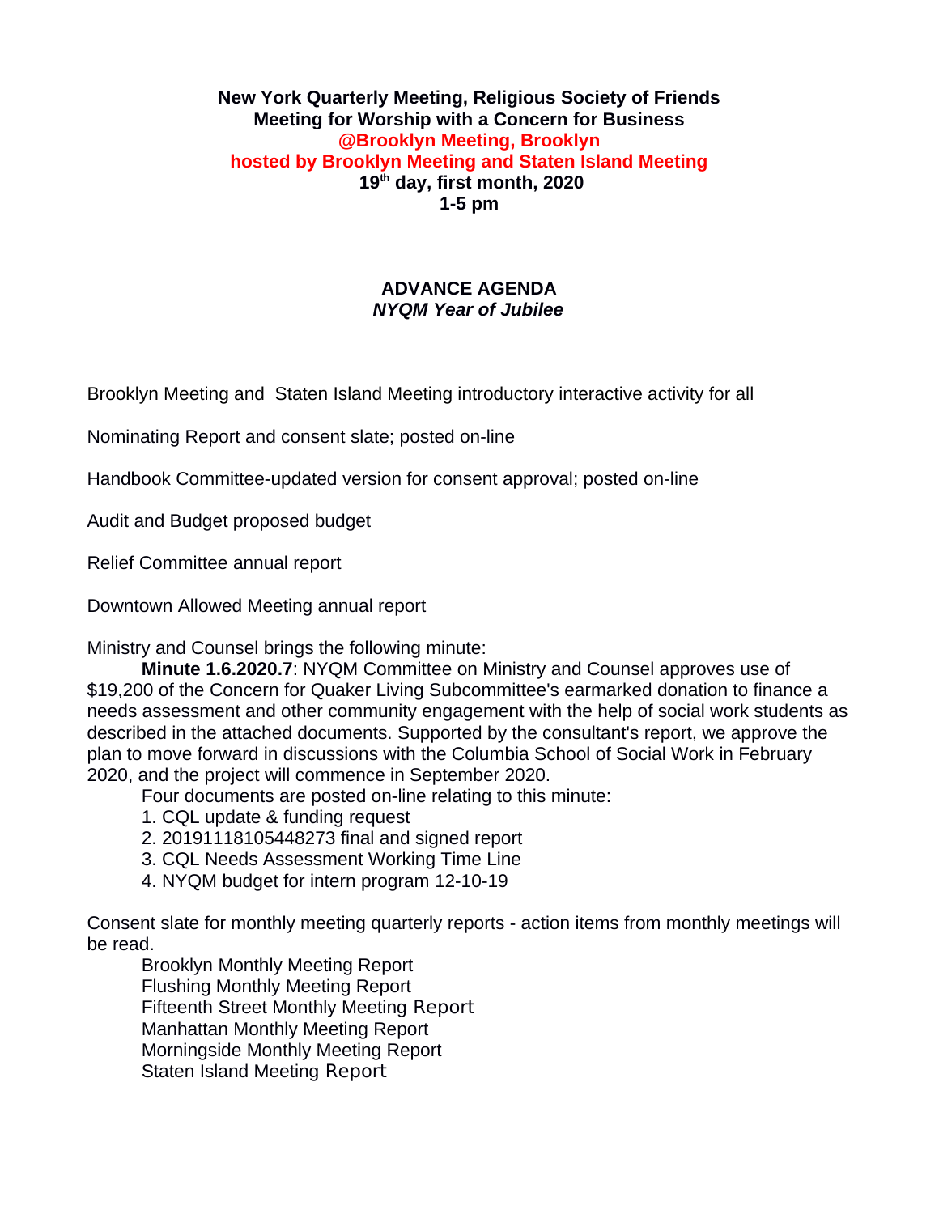**New York Quarterly Meeting, Religious Society of Friends**
**Meeting for Worship with a Concern for Business**
**@Brooklyn Meeting, Brooklyn**
**hosted by Brooklyn Meeting and Staten Island Meeting**
**19th day, first month, 2020**
**1-5 pm**

## ADVANCE AGENDA
***NYQM Year of Jubilee***

Brooklyn Meeting and Staten Island Meeting introductory interactive activity for all

Nominating Report and consent slate; posted on-line

Handbook Committee-updated version for consent approval; posted on-line

Audit and Budget proposed budget

Relief Committee annual report

Downtown Allowed Meeting annual report

Ministry and Counsel brings the following minute:

**Minute 1.6.2020.7**: NYQM Committee on Ministry and Counsel approves use of $19,200 of the Concern for Quaker Living Subcommittee's earmarked donation to finance a needs assessment and other community engagement with the help of social work students as described in the attached documents. Supported by the consultant's report, we approve the plan to move forward in discussions with the Columbia School of Social Work in February 2020, and the project will commence in September 2020.

Four documents are posted on-line relating to this minute:

1. CQL update & funding request
2. 20191118105448273 final and signed report
3. CQL Needs Assessment Working Time Line
4. NYQM budget for intern program 12-10-19

Consent slate for monthly meeting quarterly reports - action items from monthly meetings will be read.

Brooklyn Monthly Meeting Report
Flushing Monthly Meeting Report
Fifteenth Street Monthly Meeting Report
Manhattan Monthly Meeting Report
Morningside Monthly Meeting Report
Staten Island Meeting Report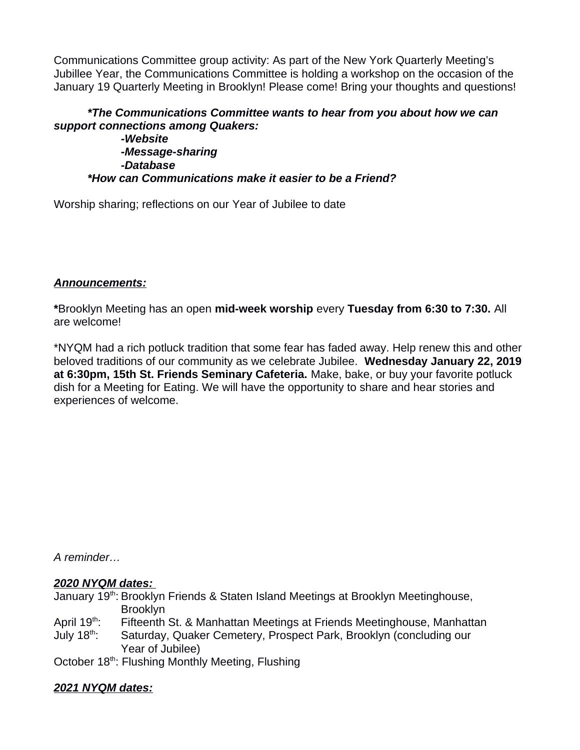Communications Committee group activity: As part of the New York Quarterly Meeting's Jubillee Year, the Communications Committee is holding a workshop on the occasion of the January 19 Quarterly Meeting in Brooklyn! Please come! Bring your thoughts and questions!

***The Communications Committee wants to hear from you about how we can support connections among Quakers:***

- ***Website***
- ***Message-sharing***
- ***Database***

***How can Communications make it easier to be a Friend?***

Worship sharing; reflections on our Year of Jubilee to date

***Announcements:***

***Brooklyn Meeting has an open **mid-week worship** every **Tuesday from 6:30 to 7:30.** All are welcome!

*NYQM had a rich potluck tradition that some fear has faded away. Help renew this and other beloved traditions of our community as we celebrate Jubilee. **Wednesday January 22, 2019 at 6:30pm, 15th St. Friends Seminary Cafeteria.** Make, bake, or buy your favorite potluck dish for a Meeting for Eating. We will have the opportunity to share and hear stories and experiences of welcome.

*A reminder…*

***2020 NYQM dates:***

January 19th: Brooklyn Friends & Staten Island Meetings at Brooklyn Meetinghouse, Brooklyn
April 19th: Fifteenth St. & Manhattan Meetings at Friends Meetinghouse, Manhattan
July 18th: Saturday, Quaker Cemetery, Prospect Park, Brooklyn (concluding our Year of Jubilee)
October 18th: Flushing Monthly Meeting, Flushing

***2021 NYQM dates:***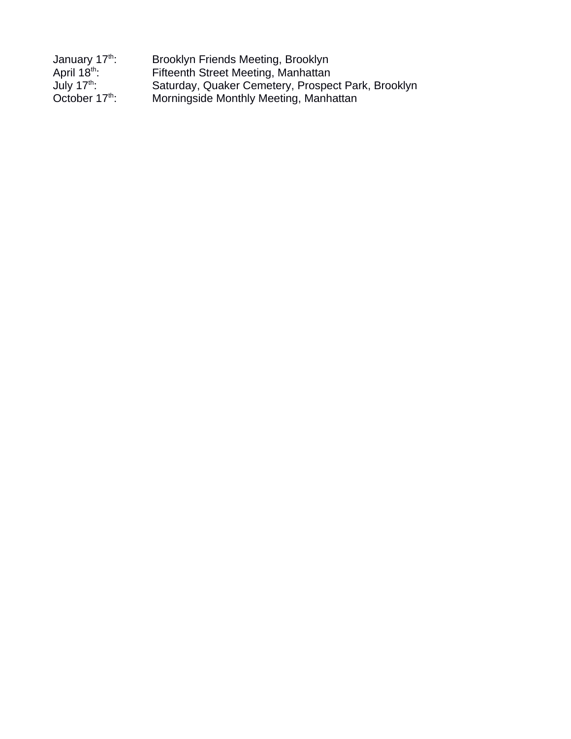| | |
|---|---|
| January 17th: | Brooklyn Friends Meeting, Brooklyn |
| April 18th: | Fifteenth Street Meeting, Manhattan |
| July 17th: | Saturday, Quaker Cemetery, Prospect Park, Brooklyn |
| October 17th: | Morningside Monthly Meeting, Manhattan |